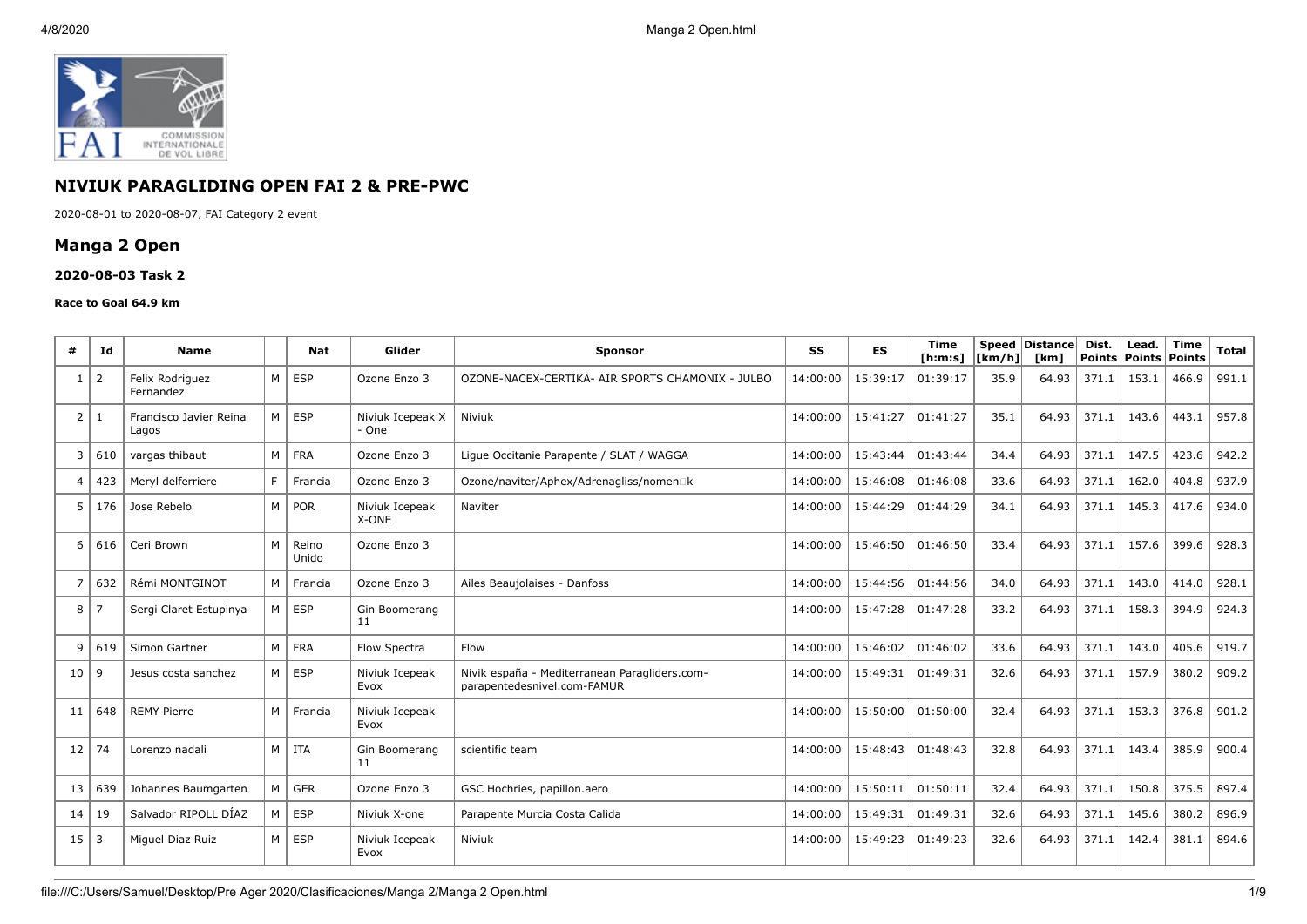# NIVIUK PARAGLIDING OPEN FAI 2 & PRE-PWC

2020-08-01 to 2020-08-07, FAI Category 2 event

## Manga 2 Open

### 2020-08-03 Task 2

**Race to Goal 64.9 km**

| # | Id | Name | | Nat | Glider | Sponsor | SS | ES | Time [h:m:s] | Speed [km/h] | Distance [km] | Dist. Points | Lead. Points | Time Points | Total |
|---|---|---|---|---|---|---|---|---|---|---|---|---|---|---|---|
| 1 | 2 | Felix Rodriguez Fernandez | M | ESP | Ozone Enzo 3 | OZONE-NACEX-CERTIKA- AIR SPORTS CHAMONIX - JULBO | 14:00:00 | 15:39:17 | 01:39:17 | 35.9 | 64.93 | 371.1 | 153.1 | 466.9 | 991.1 |
| 2 | 1 | Francisco Javier Reina Lagos | M | ESP | Niviuk Icepeak X - One | Niviuk | 14:00:00 | 15:41:27 | 01:41:27 | 35.1 | 64.93 | 371.1 | 143.6 | 443.1 | 957.8 |
| 3 | 610 | vargas thibaut | M | FRA | Ozone Enzo 3 | Ligue Occitanie Parapente / SLAT / WAGGA | 14:00:00 | 15:43:44 | 01:43:44 | 34.4 | 64.93 | 371.1 | 147.5 | 423.6 | 942.2 |
| 4 | 423 | Meryl delferriere | F | Francia | Ozone Enzo 3 | Ozone/naviter/Aphex/Adrenagliss/nomen□k | 14:00:00 | 15:46:08 | 01:46:08 | 33.6 | 64.93 | 371.1 | 162.0 | 404.8 | 937.9 |
| 5 | 176 | Jose Rebelo | M | POR | Niviuk Icepeak X-ONE | Naviter | 14:00:00 | 15:44:29 | 01:44:29 | 34.1 | 64.93 | 371.1 | 145.3 | 417.6 | 934.0 |
| 6 | 616 | Ceri Brown | M | Reino Unido | Ozone Enzo 3 | | 14:00:00 | 15:46:50 | 01:46:50 | 33.4 | 64.93 | 371.1 | 157.6 | 399.6 | 928.3 |
| 7 | 632 | Rémi MONTGINOT | M | Francia | Ozone Enzo 3 | Ailes Beaujolaises - Danfoss | 14:00:00 | 15:44:56 | 01:44:56 | 34.0 | 64.93 | 371.1 | 143.0 | 414.0 | 928.1 |
| 8 | 7 | Sergi Claret Estupinya | M | ESP | Gin Boomerang 11 | | 14:00:00 | 15:47:28 | 01:47:28 | 33.2 | 64.93 | 371.1 | 158.3 | 394.9 | 924.3 |
| 9 | 619 | Simon Gartner | M | FRA | Flow Spectra | Flow | 14:00:00 | 15:46:02 | 01:46:02 | 33.6 | 64.93 | 371.1 | 143.0 | 405.6 | 919.7 |
| 10 | 9 | Jesus costa sanchez | M | ESP | Niviuk Icepeak Evox | Nivik españa - Mediterranean Paragliders.com-parapentedesnivel.com-FAMUR | 14:00:00 | 15:49:31 | 01:49:31 | 32.6 | 64.93 | 371.1 | 157.9 | 380.2 | 909.2 |
| 11 | 648 | REMY Pierre | M | Francia | Niviuk Icepeak Evox | | 14:00:00 | 15:50:00 | 01:50:00 | 32.4 | 64.93 | 371.1 | 153.3 | 376.8 | 901.2 |
| 12 | 74 | Lorenzo nadali | M | ITA | Gin Boomerang 11 | scientific team | 14:00:00 | 15:48:43 | 01:48:43 | 32.8 | 64.93 | 371.1 | 143.4 | 385.9 | 900.4 |
| 13 | 639 | Johannes Baumgarten | M | GER | Ozone Enzo 3 | GSC Hochries, papillon.aero | 14:00:00 | 15:50:11 | 01:50:11 | 32.4 | 64.93 | 371.1 | 150.8 | 375.5 | 897.4 |
| 14 | 19 | Salvador RIPOLL DÍAZ | M | ESP | Niviuk X-one | Parapente Murcia Costa Calida | 14:00:00 | 15:49:31 | 01:49:31 | 32.6 | 64.93 | 371.1 | 145.6 | 380.2 | 896.9 |
| 15 | 3 | Miguel Diaz Ruiz | M | ESP | Niviuk Icepeak Evox | Niviuk | 14:00:00 | 15:49:23 | 01:49:23 | 32.6 | 64.93 | 371.1 | 142.4 | 381.1 | 894.6 |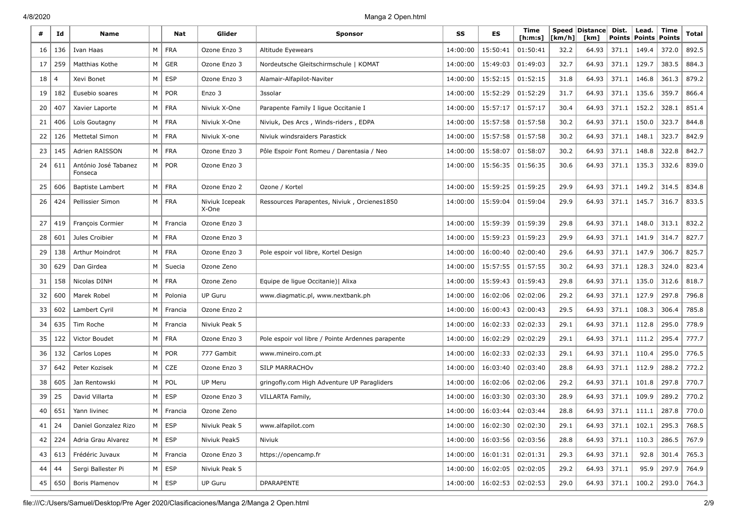| # | Id | Name | | Nat | Glider | Sponsor | SS | ES | Time [h:m:s] | Speed [km/h] | Distance [km] | Dist. Points | Lead. Points | Time Points | Total |
|---|---|---|---|---|---|---|---|---|---|---|---|---|---|---|---|
| 16 | 136 | Ivan Haas | M | FRA | Ozone Enzo 3 | Altitude Eyewears | 14:00:00 | 15:50:41 | 01:50:41 | 32.2 | 64.93 | 371.1 | 149.4 | 372.0 | 892.5 |
| 17 | 259 | Matthias Kothe | M | GER | Ozone Enzo 3 | Nordeutsche Gleitschirmschule \| KOMAT | 14:00:00 | 15:49:03 | 01:49:03 | 32.7 | 64.93 | 371.1 | 129.7 | 383.5 | 884.3 |
| 18 | 4 | Xevi Bonet | M | ESP | Ozone Enzo 3 | Alamair-Alfapilot-Naviter | 14:00:00 | 15:52:15 | 01:52:15 | 31.8 | 64.93 | 371.1 | 146.8 | 361.3 | 879.2 |
| 19 | 182 | Eusebio soares | M | POR | Enzo 3 | 3ssolar | 14:00:00 | 15:52:29 | 01:52:29 | 31.7 | 64.93 | 371.1 | 135.6 | 359.7 | 866.4 |
| 20 | 407 | Xavier Laporte | M | FRA | Niviuk X-One | Parapente Family I ligue Occitanie I | 14:00:00 | 15:57:17 | 01:57:17 | 30.4 | 64.93 | 371.1 | 152.2 | 328.1 | 851.4 |
| 21 | 406 | Loïs Goutagny | M | FRA | Niviuk X-One | Niviuk, Des Arcs , Winds-riders , EDPA | 14:00:00 | 15:57:58 | 01:57:58 | 30.2 | 64.93 | 371.1 | 150.0 | 323.7 | 844.8 |
| 22 | 126 | Mettetal Simon | M | FRA | Niviuk X-one | Niviuk windsraiders Parastick | 14:00:00 | 15:57:58 | 01:57:58 | 30.2 | 64.93 | 371.1 | 148.1 | 323.7 | 842.9 |
| 23 | 145 | Adrien RAISSON | M | FRA | Ozone Enzo 3 | Pôle Espoir Font Romeu / Darentasia / Neo | 14:00:00 | 15:58:07 | 01:58:07 | 30.2 | 64.93 | 371.1 | 148.8 | 322.8 | 842.7 |
| 24 | 611 | António José Tabanez Fonseca | M | POR | Ozone Enzo 3 | | 14:00:00 | 15:56:35 | 01:56:35 | 30.6 | 64.93 | 371.1 | 135.3 | 332.6 | 839.0 |
| 25 | 606 | Baptiste Lambert | M | FRA | Ozone Enzo 2 | Ozone / Kortel | 14:00:00 | 15:59:25 | 01:59:25 | 29.9 | 64.93 | 371.1 | 149.2 | 314.5 | 834.8 |
| 26 | 424 | Pellissier Simon | M | FRA | Niviuk Icepeak X-One | Ressources Parapentes, Niviuk , Orcienes1850 | 14:00:00 | 15:59:04 | 01:59:04 | 29.9 | 64.93 | 371.1 | 145.7 | 316.7 | 833.5 |
| 27 | 419 | François Cormier | M | Francia | Ozone Enzo 3 | | 14:00:00 | 15:59:39 | 01:59:39 | 29.8 | 64.93 | 371.1 | 148.0 | 313.1 | 832.2 |
| 28 | 601 | Jules Croibier | M | FRA | Ozone Enzo 3 | | 14:00:00 | 15:59:23 | 01:59:23 | 29.9 | 64.93 | 371.1 | 141.9 | 314.7 | 827.7 |
| 29 | 138 | Arthur Moindrot | M | FRA | Ozone Enzo 3 | Pole espoir vol libre, Kortel Design | 14:00:00 | 16:00:40 | 02:00:40 | 29.6 | 64.93 | 371.1 | 147.9 | 306.7 | 825.7 |
| 30 | 629 | Dan Girdea | M | Suecia | Ozone Zeno | | 14:00:00 | 15:57:55 | 01:57:55 | 30.2 | 64.93 | 371.1 | 128.3 | 324.0 | 823.4 |
| 31 | 158 | Nicolas DINH | M | FRA | Ozone Zeno | Equipe de ligue Occitanie)\| Alixa | 14:00:00 | 15:59:43 | 01:59:43 | 29.8 | 64.93 | 371.1 | 135.0 | 312.6 | 818.7 |
| 32 | 600 | Marek Robel | M | Polonia | UP Guru | www.diagmatic.pl, www.nextbank.ph | 14:00:00 | 16:02:06 | 02:02:06 | 29.2 | 64.93 | 371.1 | 127.9 | 297.8 | 796.8 |
| 33 | 602 | Lambert Cyril | M | Francia | Ozone Enzo 2 | | 14:00:00 | 16:00:43 | 02:00:43 | 29.5 | 64.93 | 371.1 | 108.3 | 306.4 | 785.8 |
| 34 | 635 | Tim Roche | M | Francia | Niviuk Peak 5 | | 14:00:00 | 16:02:33 | 02:02:33 | 29.1 | 64.93 | 371.1 | 112.8 | 295.0 | 778.9 |
| 35 | 122 | Victor Boudet | M | FRA | Ozone Enzo 3 | Pole espoir vol libre / Pointe Ardennes parapente | 14:00:00 | 16:02:29 | 02:02:29 | 29.1 | 64.93 | 371.1 | 111.2 | 295.4 | 777.7 |
| 36 | 132 | Carlos Lopes | M | POR | 777 Gambit | www.mineiro.com.pt | 14:00:00 | 16:02:33 | 02:02:33 | 29.1 | 64.93 | 371.1 | 110.4 | 295.0 | 776.5 |
| 37 | 642 | Peter Kozisek | M | CZE | Ozone Enzo 3 | SILP MARRACHOv | 14:00:00 | 16:03:40 | 02:03:40 | 28.8 | 64.93 | 371.1 | 112.9 | 288.2 | 772.2 |
| 38 | 605 | Jan Rentowski | M | POL | UP Meru | gringofly.com High Adventure UP Paragliders | 14:00:00 | 16:02:06 | 02:02:06 | 29.2 | 64.93 | 371.1 | 101.8 | 297.8 | 770.7 |
| 39 | 25 | David Villarta | M | ESP | Ozone Enzo 3 | VILLARTA Family, | 14:00:00 | 16:03:30 | 02:03:30 | 28.9 | 64.93 | 371.1 | 109.9 | 289.2 | 770.2 |
| 40 | 651 | Yann livinec | M | Francia | Ozone Zeno | | 14:00:00 | 16:03:44 | 02:03:44 | 28.8 | 64.93 | 371.1 | 111.1 | 287.8 | 770.0 |
| 41 | 24 | Daniel Gonzalez Rizo | M | ESP | Niviuk Peak 5 | www.alfapilot.com | 14:00:00 | 16:02:30 | 02:02:30 | 29.1 | 64.93 | 371.1 | 102.1 | 295.3 | 768.5 |
| 42 | 224 | Adria Grau Alvarez | M | ESP | Niviuk Peak5 | Niviuk | 14:00:00 | 16:03:56 | 02:03:56 | 28.8 | 64.93 | 371.1 | 110.3 | 286.5 | 767.9 |
| 43 | 613 | Frédéric Juvaux | M | Francia | Ozone Enzo 3 | https://opencamp.fr | 14:00:00 | 16:01:31 | 02:01:31 | 29.3 | 64.93 | 371.1 | 92.8 | 301.4 | 765.3 |
| 44 | 44 | Sergi Ballester Pi | M | ESP | Niviuk Peak 5 | | 14:00:00 | 16:02:05 | 02:02:05 | 29.2 | 64.93 | 371.1 | 95.9 | 297.9 | 764.9 |
| 45 | 650 | Boris Plamenov | M | ESP | UP Guru | DPARAPENTE | 14:00:00 | 16:02:53 | 02:02:53 | 29.0 | 64.93 | 371.1 | 100.2 | 293.0 | 764.3 |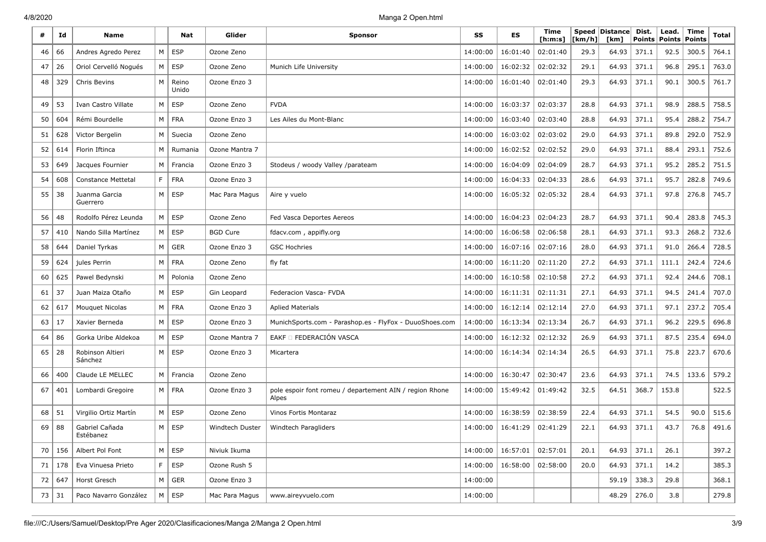| # | Id | Name | | Nat | Glider | Sponsor | SS | ES | Time [h:m:s] | Speed [km/h] | Distance [km] | Dist. Points | Lead. Points | Time Points | Total |
|---|---|---|---|---|---|---|---|---|---|---|---|---|---|---|---|
| 46 | 66 | Andres Agredo Perez | M | ESP | Ozone Zeno | | 14:00:00 | 16:01:40 | 02:01:40 | 29.3 | 64.93 | 371.1 | 92.5 | 300.5 | 764.1 |
| 47 | 26 | Oriol Cervelló Nogués | M | ESP | Ozone Zeno | Munich Life University | 14:00:00 | 16:02:32 | 02:02:32 | 29.1 | 64.93 | 371.1 | 96.8 | 295.1 | 763.0 |
| 48 | 329 | Chris Bevins | M | Reino Unido | Ozone Enzo 3 | | 14:00:00 | 16:01:40 | 02:01:40 | 29.3 | 64.93 | 371.1 | 90.1 | 300.5 | 761.7 |
| 49 | 53 | Ivan Castro Villate | M | ESP | Ozone Zeno | FVDA | 14:00:00 | 16:03:37 | 02:03:37 | 28.8 | 64.93 | 371.1 | 98.9 | 288.5 | 758.5 |
| 50 | 604 | Rémi Bourdelle | M | FRA | Ozone Enzo 3 | Les Ailes du Mont-Blanc | 14:00:00 | 16:03:40 | 02:03:40 | 28.8 | 64.93 | 371.1 | 95.4 | 288.2 | 754.7 |
| 51 | 628 | Victor Bergelin | M | Suecia | Ozone Zeno | | 14:00:00 | 16:03:02 | 02:03:02 | 29.0 | 64.93 | 371.1 | 89.8 | 292.0 | 752.9 |
| 52 | 614 | Florin Iftinca | M | Rumania | Ozone Mantra 7 | | 14:00:00 | 16:02:52 | 02:02:52 | 29.0 | 64.93 | 371.1 | 88.4 | 293.1 | 752.6 |
| 53 | 649 | Jacques Fournier | M | Francia | Ozone Enzo 3 | Stodeus / woody Valley /parateam | 14:00:00 | 16:04:09 | 02:04:09 | 28.7 | 64.93 | 371.1 | 95.2 | 285.2 | 751.5 |
| 54 | 608 | Constance Mettetal | F | FRA | Ozone Enzo 3 | | 14:00:00 | 16:04:33 | 02:04:33 | 28.6 | 64.93 | 371.1 | 95.7 | 282.8 | 749.6 |
| 55 | 38 | Juanma Garcia Guerrero | M | ESP | Mac Para Magus | Aire y vuelo | 14:00:00 | 16:05:32 | 02:05:32 | 28.4 | 64.93 | 371.1 | 97.8 | 276.8 | 745.7 |
| 56 | 48 | Rodolfo Pérez Leunda | M | ESP | Ozone Zeno | Fed Vasca Deportes Aereos | 14:00:00 | 16:04:23 | 02:04:23 | 28.7 | 64.93 | 371.1 | 90.4 | 283.8 | 745.3 |
| 57 | 410 | Nando Silla Martínez | M | ESP | BGD Cure | fdacv.com , appifly.org | 14:00:00 | 16:06:58 | 02:06:58 | 28.1 | 64.93 | 371.1 | 93.3 | 268.2 | 732.6 |
| 58 | 644 | Daniel Tyrkas | M | GER | Ozone Enzo 3 | GSC Hochries | 14:00:00 | 16:07:16 | 02:07:16 | 28.0 | 64.93 | 371.1 | 91.0 | 266.4 | 728.5 |
| 59 | 624 | jules Perrin | M | FRA | Ozone Zeno | fly fat | 14:00:00 | 16:11:20 | 02:11:20 | 27.2 | 64.93 | 371.1 | 111.1 | 242.4 | 724.6 |
| 60 | 625 | Pawel Bedynski | M | Polonia | Ozone Zeno | | 14:00:00 | 16:10:58 | 02:10:58 | 27.2 | 64.93 | 371.1 | 92.4 | 244.6 | 708.1 |
| 61 | 37 | Juan Maiza Otaño | M | ESP | Gin Leopard | Federacion Vasca- FVDA | 14:00:00 | 16:11:31 | 02:11:31 | 27.1 | 64.93 | 371.1 | 94.5 | 241.4 | 707.0 |
| 62 | 617 | Mouquet Nicolas | M | FRA | Ozone Enzo 3 | Aplied Materials | 14:00:00 | 16:12:14 | 02:12:14 | 27.0 | 64.93 | 371.1 | 97.1 | 237.2 | 705.4 |
| 63 | 17 | Xavier Berneda | M | ESP | Ozone Enzo 3 | MunichSports.com - Parashop.es - FlyFox - DuuoShoes.com | 14:00:00 | 16:13:34 | 02:13:34 | 26.7 | 64.93 | 371.1 | 96.2 | 229.5 | 696.8 |
| 64 | 86 | Gorka Uribe Aldekoa | M | ESP | Ozone Mantra 7 | EAKF □ FEDERACIÓN VASCA | 14:00:00 | 16:12:32 | 02:12:32 | 26.9 | 64.93 | 371.1 | 87.5 | 235.4 | 694.0 |
| 65 | 28 | Robinson Altieri Sánchez | M | ESP | Ozone Enzo 3 | Micartera | 14:00:00 | 16:14:34 | 02:14:34 | 26.5 | 64.93 | 371.1 | 75.8 | 223.7 | 670.6 |
| 66 | 400 | Claude LE MELLEC | M | Francia | Ozone Zeno | | 14:00:00 | 16:30:47 | 02:30:47 | 23.6 | 64.93 | 371.1 | 74.5 | 133.6 | 579.2 |
| 67 | 401 | Lombardi Gregoire | M | FRA | Ozone Enzo 3 | pole espoir font romeu / departement AIN / region Rhone Alpes | 14:00:00 | 15:49:42 | 01:49:42 | 32.5 | 64.51 | 368.7 | 153.8 | | 522.5 |
| 68 | 51 | Virgilio Ortiz Martín | M | ESP | Ozone Zeno | Vinos Fortis Montaraz | 14:00:00 | 16:38:59 | 02:38:59 | 22.4 | 64.93 | 371.1 | 54.5 | 90.0 | 515.6 |
| 69 | 88 | Gabriel Cañada Estébanez | M | ESP | Windtech Duster | Windtech Paragliders | 14:00:00 | 16:41:29 | 02:41:29 | 22.1 | 64.93 | 371.1 | 43.7 | 76.8 | 491.6 |
| 70 | 156 | Albert Pol Font | M | ESP | Niviuk Ikuma | | 14:00:00 | 16:57:01 | 02:57:01 | 20.1 | 64.93 | 371.1 | 26.1 | | 397.2 |
| 71 | 178 | Eva Vinuesa Prieto | F | ESP | Ozone Rush 5 | | 14:00:00 | 16:58:00 | 02:58:00 | 20.0 | 64.93 | 371.1 | 14.2 | | 385.3 |
| 72 | 647 | Horst Gresch | M | GER | Ozone Enzo 3 | | 14:00:00 | | | | 59.19 | 338.3 | 29.8 | | 368.1 |
| 73 | 31 | Paco Navarro González | M | ESP | Mac Para Magus | www.aireyvuelo.com | 14:00:00 | | | | 48.29 | 276.0 | 3.8 | | 279.8 |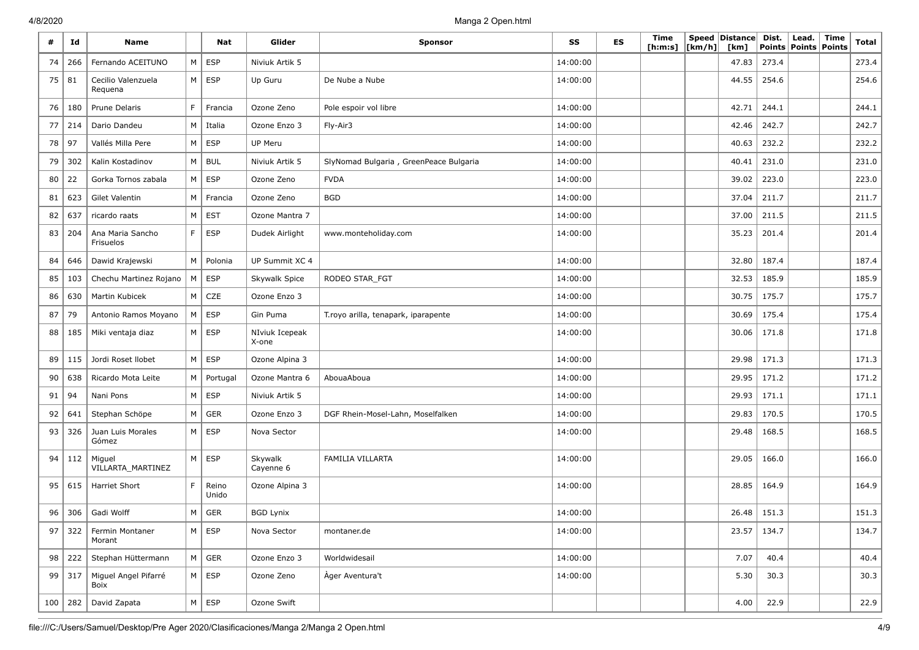| # | Id | Name | | Nat | Glider | Sponsor | SS | ES | Time [h:m:s] | Speed [km/h] | Distance [km] | Dist. Points | Lead. Points | Time Points | Total |
|---|---|---|---|---|---|---|---|---|---|---|---|---|---|---|---|
| 74 | 266 | Fernando ACEITUNO | M | ESP | Niviuk Artik 5 | | 14:00:00 | | | | 47.83 | 273.4 | | | 273.4 |
| 75 | 81 | Cecilio Valenzuela Requena | M | ESP | Up Guru | De Nube a Nube | 14:00:00 | | | | 44.55 | 254.6 | | | 254.6 |
| 76 | 180 | Prune Delaris | F | Francia | Ozone Zeno | Pole espoir vol libre | 14:00:00 | | | | 42.71 | 244.1 | | | 244.1 |
| 77 | 214 | Dario Dandeu | M | Italia | Ozone Enzo 3 | Fly-Air3 | 14:00:00 | | | | 42.46 | 242.7 | | | 242.7 |
| 78 | 97 | Vallés Milla Pere | M | ESP | UP Meru | | 14:00:00 | | | | 40.63 | 232.2 | | | 232.2 |
| 79 | 302 | Kalin Kostadinov | M | BUL | Niviuk Artik 5 | SlyNomad Bulgaria , GreenPeace Bulgaria | 14:00:00 | | | | 40.41 | 231.0 | | | 231.0 |
| 80 | 22 | Gorka Tornos zabala | M | ESP | Ozone Zeno | FVDA | 14:00:00 | | | | 39.02 | 223.0 | | | 223.0 |
| 81 | 623 | Gilet Valentin | M | Francia | Ozone Zeno | BGD | 14:00:00 | | | | 37.04 | 211.7 | | | 211.7 |
| 82 | 637 | ricardo raats | M | EST | Ozone Mantra 7 | | 14:00:00 | | | | 37.00 | 211.5 | | | 211.5 |
| 83 | 204 | Ana Maria Sancho Frisuelos | F | ESP | Dudek Airlight | www.monteholiday.com | 14:00:00 | | | | 35.23 | 201.4 | | | 201.4 |
| 84 | 646 | Dawid Krajewski | M | Polonia | UP Summit XC 4 | | 14:00:00 | | | | 32.80 | 187.4 | | | 187.4 |
| 85 | 103 | Chechu Martinez Rojano | M | ESP | Skywalk Spice | RODEO STAR_FGT | 14:00:00 | | | | 32.53 | 185.9 | | | 185.9 |
| 86 | 630 | Martin Kubicek | M | CZE | Ozone Enzo 3 | | 14:00:00 | | | | 30.75 | 175.7 | | | 175.7 |
| 87 | 79 | Antonio Ramos Moyano | M | ESP | Gin Puma | T.royo arilla, tenapark, iparapente | 14:00:00 | | | | 30.69 | 175.4 | | | 175.4 |
| 88 | 185 | Miki ventaja diaz | M | ESP | NIviuk Icepeak X-one | | 14:00:00 | | | | 30.06 | 171.8 | | | 171.8 |
| 89 | 115 | Jordi Roset llobet | M | ESP | Ozone Alpina 3 | | 14:00:00 | | | | 29.98 | 171.3 | | | 171.3 |
| 90 | 638 | Ricardo Mota Leite | M | Portugal | Ozone Mantra 6 | AbouaAboua | 14:00:00 | | | | 29.95 | 171.2 | | | 171.2 |
| 91 | 94 | Nani Pons | M | ESP | Niviuk Artik 5 | | 14:00:00 | | | | 29.93 | 171.1 | | | 171.1 |
| 92 | 641 | Stephan Schöpe | M | GER | Ozone Enzo 3 | DGF Rhein-Mosel-Lahn, Moselfalken | 14:00:00 | | | | 29.83 | 170.5 | | | 170.5 |
| 93 | 326 | Juan Luis Morales Gómez | M | ESP | Nova Sector | | 14:00:00 | | | | 29.48 | 168.5 | | | 168.5 |
| 94 | 112 | Miguel VILLARTA_MARTINEZ | M | ESP | Skywalk Cayenne 6 | FAMILIA VILLARTA | 14:00:00 | | | | 29.05 | 166.0 | | | 166.0 |
| 95 | 615 | Harriet Short | F | Reino Unido | Ozone Alpina 3 | | 14:00:00 | | | | 28.85 | 164.9 | | | 164.9 |
| 96 | 306 | Gadi Wolff | M | GER | BGD Lynix | | 14:00:00 | | | | 26.48 | 151.3 | | | 151.3 |
| 97 | 322 | Fermin Montaner Morant | M | ESP | Nova Sector | montaner.de | 14:00:00 | | | | 23.57 | 134.7 | | | 134.7 |
| 98 | 222 | Stephan Hüttermann | M | GER | Ozone Enzo 3 | Worldwidesail | 14:00:00 | | | | 7.07 | 40.4 | | | 40.4 |
| 99 | 317 | Miguel Angel Pifarré Boix | M | ESP | Ozone Zeno | Àger Aventura't | 14:00:00 | | | | 5.30 | 30.3 | | | 30.3 |
| 100 | 282 | David Zapata | M | ESP | Ozone Swift | | | | | | 4.00 | 22.9 | | | 22.9 |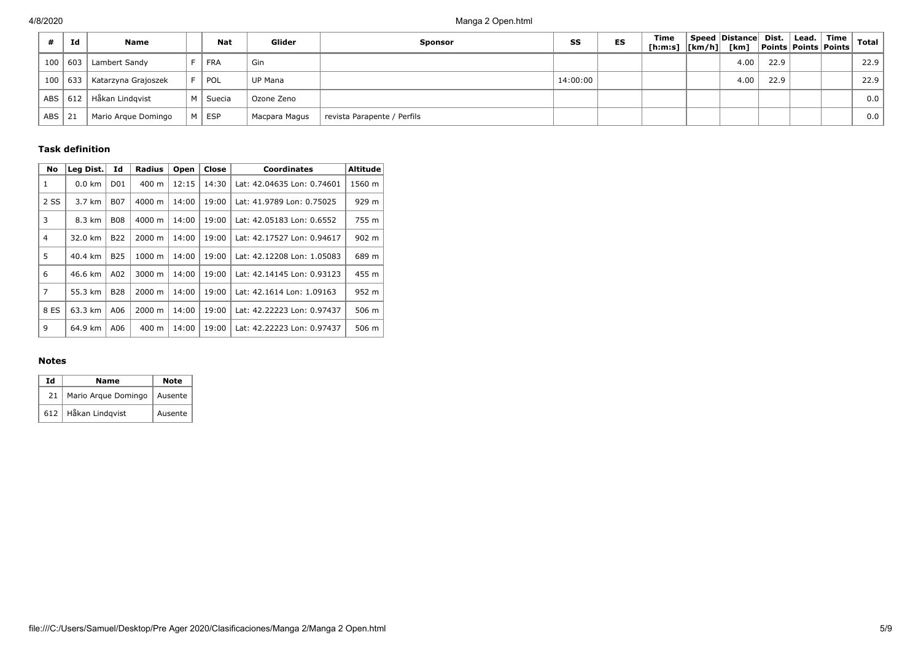| # | Id | Name | | Nat | Glider | Sponsor | SS | ES | Time [h:m:s] | Speed [km/h] | Distance [km] | Dist. Points | Lead. Points | Time Points | Total |
|---|---|---|---|---|---|---|---|---|---|---|---|---|---|---|---|
| 100 | 603 | Lambert Sandy | F | FRA | Gin | | | | | | 4.00 | 22.9 | | | 22.9 |
| 100 | 633 | Katarzyna Grajoszek | F | POL | UP Mana | | 14:00:00 | | | | 4.00 | 22.9 | | | 22.9 |
| ABS | 612 | Håkan Lindqvist | M | Suecia | Ozone Zeno | | | | | | | | | | 0.0 |
| ABS | 21 | Mario Arque Domingo | M | ESP | Macpara Magus | revista Parapente / Perfils | | | | | | | | | 0.0 |

### Task definition

| No | Leg Dist. | Id | Radius | Open | Close | Coordinates | Altitude |
|---|---|---|---|---|---|---|---|
| 1 | 0.0 km | D01 | 400 m | 12:15 | 14:30 | Lat: 42.04635 Lon: 0.74601 | 1560 m |
| 2 SS | 3.7 km | B07 | 4000 m | 14:00 | 19:00 | Lat: 41.9789 Lon: 0.75025 | 929 m |
| 3 | 8.3 km | B08 | 4000 m | 14:00 | 19:00 | Lat: 42.05183 Lon: 0.6552 | 755 m |
| 4 | 32.0 km | B22 | 2000 m | 14:00 | 19:00 | Lat: 42.17527 Lon: 0.94617 | 902 m |
| 5 | 40.4 km | B25 | 1000 m | 14:00 | 19:00 | Lat: 42.12208 Lon: 1.05083 | 689 m |
| 6 | 46.6 km | A02 | 3000 m | 14:00 | 19:00 | Lat: 42.14145 Lon: 0.93123 | 455 m |
| 7 | 55.3 km | B28 | 2000 m | 14:00 | 19:00 | Lat: 42.1614 Lon: 1.09163 | 952 m |
| 8 ES | 63.3 km | A06 | 2000 m | 14:00 | 19:00 | Lat: 42.22223 Lon: 0.97437 | 506 m |
| 9 | 64.9 km | A06 | 400 m | 14:00 | 19:00 | Lat: 42.22223 Lon: 0.97437 | 506 m |

### Notes

| Id | Name | Note |
|---|---|---|
| 21 | Mario Arque Domingo | Ausente |
| 612 | Håkan Lindqvist | Ausente |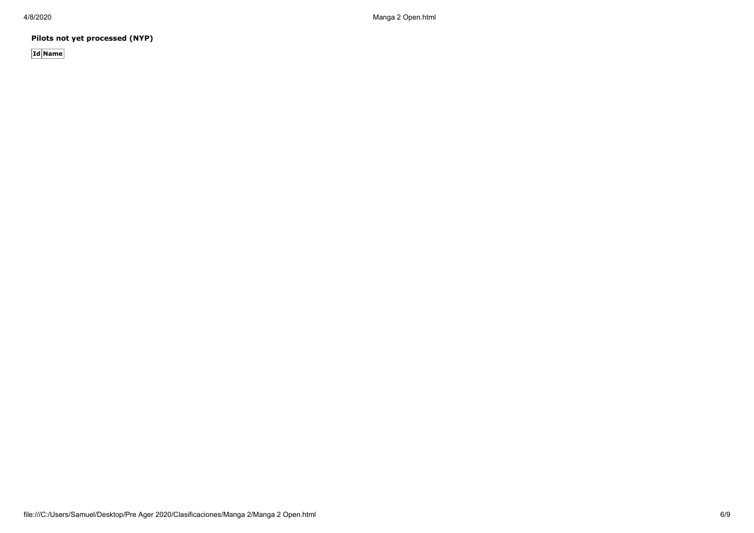**Pilots not yet processed (NYP)**

| Id | Name |
| --- | --- |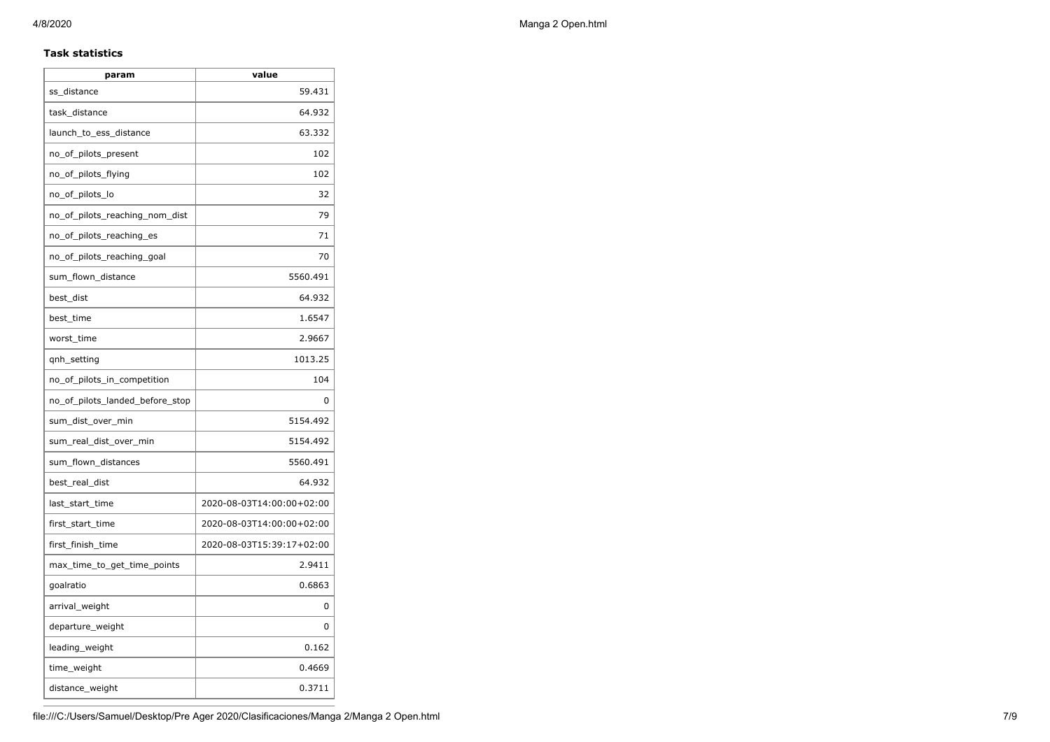**Task statistics**

| param | value |
| --- | --- |
| ss_distance | 59.431 |
| task_distance | 64.932 |
| launch_to_ess_distance | 63.332 |
| no_of_pilots_present | 102 |
| no_of_pilots_flying | 102 |
| no_of_pilots_lo | 32 |
| no_of_pilots_reaching_nom_dist | 79 |
| no_of_pilots_reaching_es | 71 |
| no_of_pilots_reaching_goal | 70 |
| sum_flown_distance | 5560.491 |
| best_dist | 64.932 |
| best_time | 1.6547 |
| worst_time | 2.9667 |
| qnh_setting | 1013.25 |
| no_of_pilots_in_competition | 104 |
| no_of_pilots_landed_before_stop | 0 |
| sum_dist_over_min | 5154.492 |
| sum_real_dist_over_min | 5154.492 |
| sum_flown_distances | 5560.491 |
| best_real_dist | 64.932 |
| last_start_time | 2020-08-03T14:00:00+02:00 |
| first_start_time | 2020-08-03T14:00:00+02:00 |
| first_finish_time | 2020-08-03T15:39:17+02:00 |
| max_time_to_get_time_points | 2.9411 |
| goalratio | 0.6863 |
| arrival_weight | 0 |
| departure_weight | 0 |
| leading_weight | 0.162 |
| time_weight | 0.4669 |
| distance_weight | 0.3711 |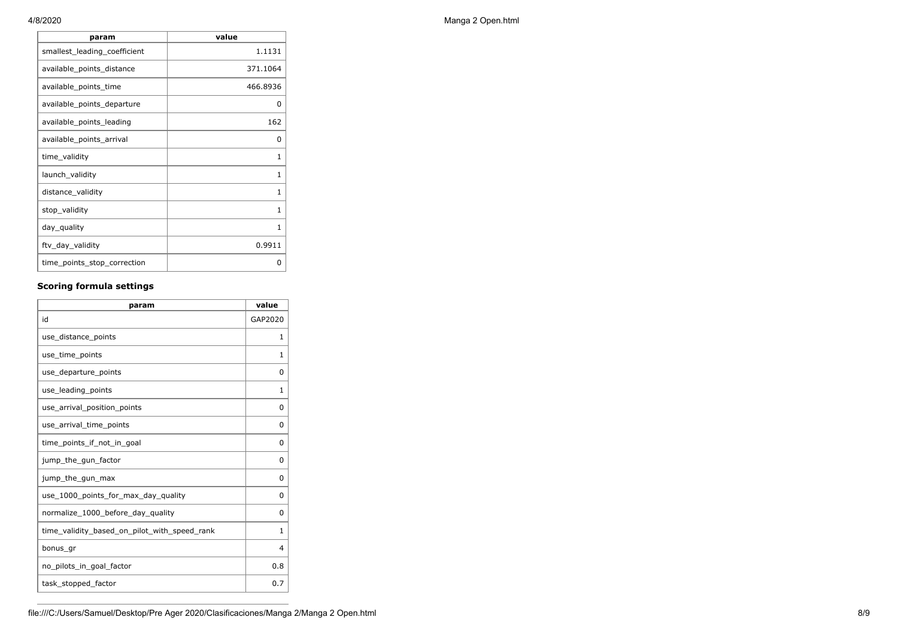| param | value |
|---|---|
| smallest_leading_coefficient | 1.1131 |
| available_points_distance | 371.1064 |
| available_points_time | 466.8936 |
| available_points_departure | 0 |
| available_points_leading | 162 |
| available_points_arrival | 0 |
| time_validity | 1 |
| launch_validity | 1 |
| distance_validity | 1 |
| stop_validity | 1 |
| day_quality | 1 |
| ftv_day_validity | 0.9911 |
| time_points_stop_correction | 0 |

### Scoring formula settings

| param | value |
|---|---|
| id | GAP2020 |
| use_distance_points | 1 |
| use_time_points | 1 |
| use_departure_points | 0 |
| use_leading_points | 1 |
| use_arrival_position_points | 0 |
| use_arrival_time_points | 0 |
| time_points_if_not_in_goal | 0 |
| jump_the_gun_factor | 0 |
| jump_the_gun_max | 0 |
| use_1000_points_for_max_day_quality | 0 |
| normalize_1000_before_day_quality | 0 |
| time_validity_based_on_pilot_with_speed_rank | 1 |
| bonus_gr | 4 |
| no_pilots_in_goal_factor | 0.8 |
| task_stopped_factor | 0.7 |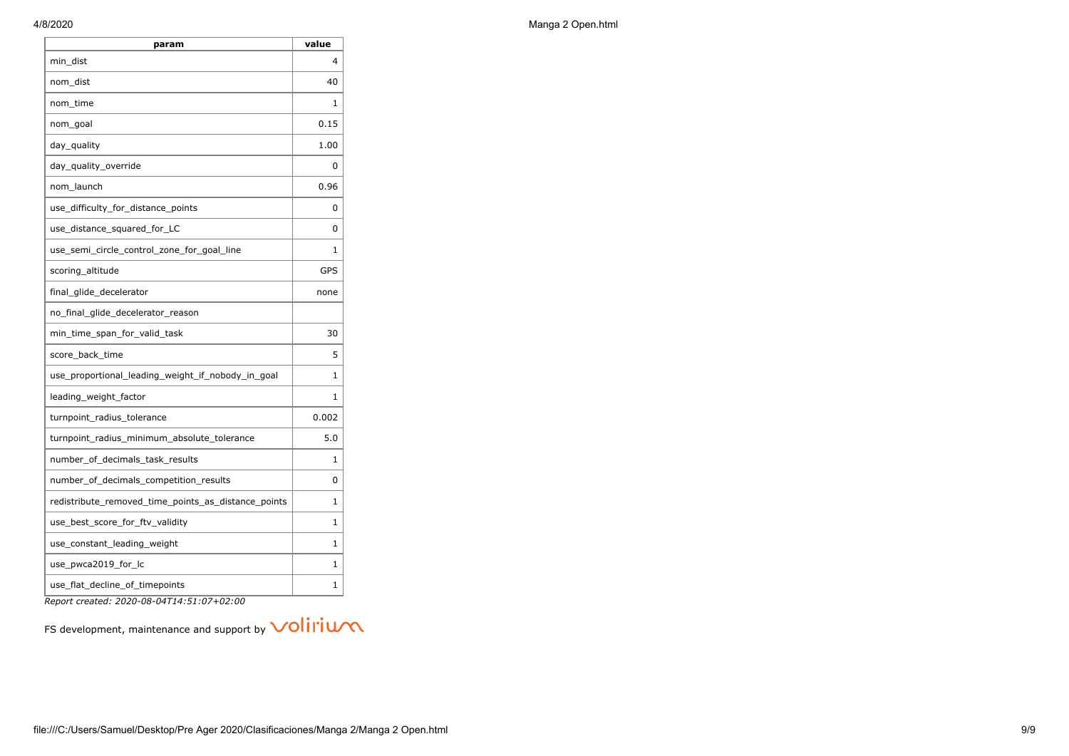| param | value |
|---|---|
| min_dist | 4 |
| nom_dist | 40 |
| nom_time | 1 |
| nom_goal | 0.15 |
| day_quality | 1.00 |
| day_quality_override | 0 |
| nom_launch | 0.96 |
| use_difficulty_for_distance_points | 0 |
| use_distance_squared_for_LC | 0 |
| use_semi_circle_control_zone_for_goal_line | 1 |
| scoring_altitude | GPS |
| final_glide_decelerator | none |
| no_final_glide_decelerator_reason | |
| min_time_span_for_valid_task | 30 |
| score_back_time | 5 |
| use_proportional_leading_weight_if_nobody_in_goal | 1 |
| leading_weight_factor | 1 |
| turnpoint_radius_tolerance | 0.002 |
| turnpoint_radius_minimum_absolute_tolerance | 5.0 |
| number_of_decimals_task_results | 1 |
| number_of_decimals_competition_results | 0 |
| redistribute_removed_time_points_as_distance_points | 1 |
| use_best_score_for_ftv_validity | 1 |
| use_constant_leading_weight | 1 |
| use_pwca2019_for_lc | 1 |
| use_flat_decline_of_timepoints | 1 |

*Report created: 2020-08-04T14:51:07+02:00*

FS development, maintenance and support by volirium